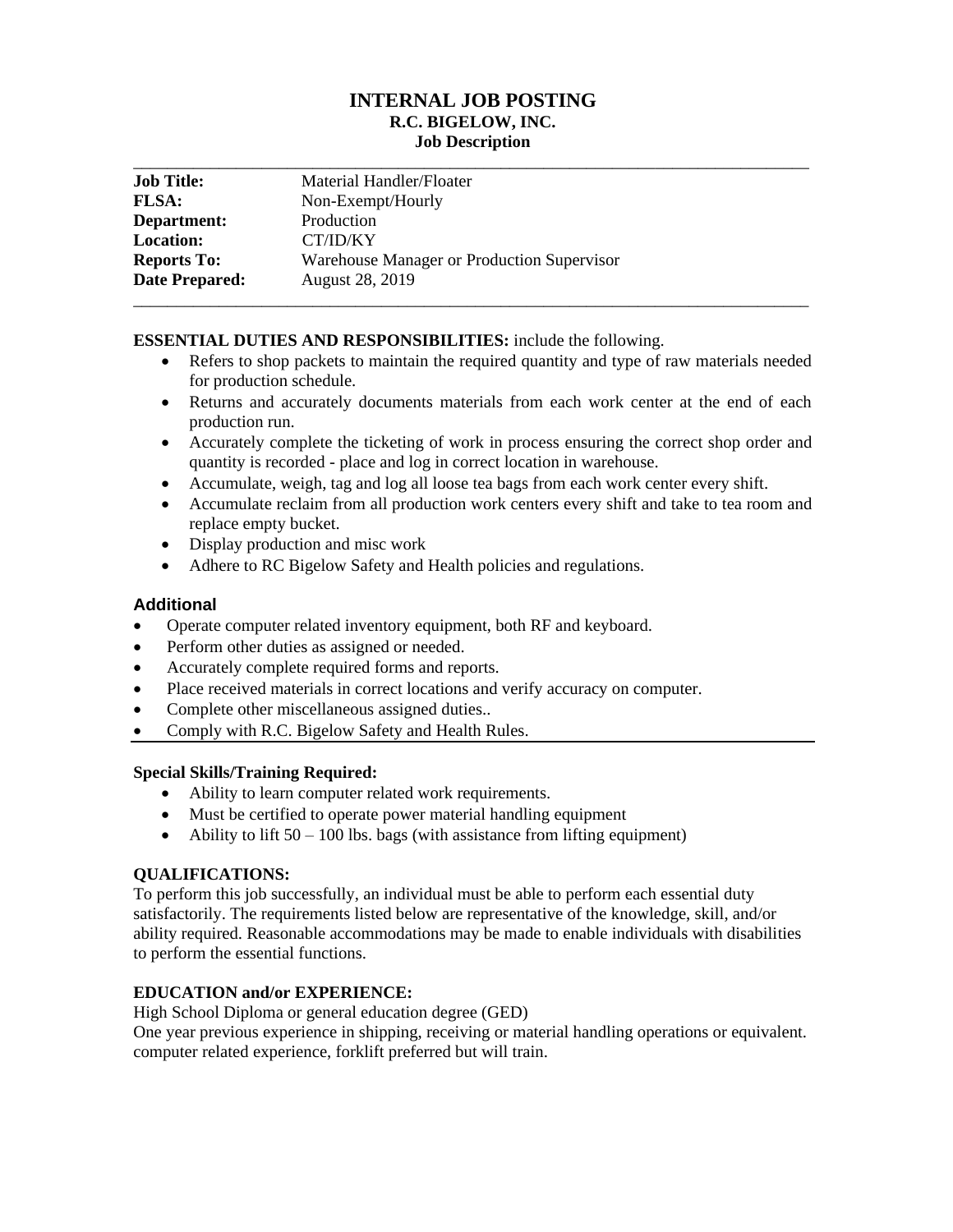# INTERNAL JOB POSTING
## R.C. BIGELOW, INC.
### Job Description

---

| | |
|---|---|
| **Job Title:** | Material Handler/Floater |
| **FLSA:** | Non-Exempt/Hourly |
| **Department:** | Production |
| **Location:** | CT/ID/KY |
| **Reports To:** | Warehouse Manager or Production Supervisor |
| **Date Prepared:** | August 28, 2019 |

---

**ESSENTIAL DUTIES AND RESPONSIBILITIES:** include the following.

- Refers to shop packets to maintain the required quantity and type of raw materials needed for production schedule.
- Returns and accurately documents materials from each work center at the end of each production run.
- Accurately complete the ticketing of work in process ensuring the correct shop order and quantity is recorded - place and log in correct location in warehouse.
- Accumulate, weigh, tag and log all loose tea bags from each work center every shift.
- Accumulate reclaim from all production work centers every shift and take to tea room and replace empty bucket.
- Display production and misc work
- Adhere to RC Bigelow Safety and Health policies and regulations.

### Additional

- Operate computer related inventory equipment, both RF and keyboard.
- Perform other duties as assigned or needed.
- Accurately complete required forms and reports.
- Place received materials in correct locations and verify accuracy on computer.
- Complete other miscellaneous assigned duties..
- Comply with R.C. Bigelow Safety and Health Rules.

---

**Special Skills/Training Required:**

- Ability to learn computer related work requirements.
- Must be certified to operate power material handling equipment
- Ability to lift 50 – 100 lbs. bags (with assistance from lifting equipment)

**QUALIFICATIONS:**

To perform this job successfully, an individual must be able to perform each essential duty satisfactorily. The requirements listed below are representative of the knowledge, skill, and/or ability required. Reasonable accommodations may be made to enable individuals with disabilities to perform the essential functions.

**EDUCATION and/or EXPERIENCE:**

High School Diploma or general education degree (GED)

One year previous experience in shipping, receiving or material handling operations or equivalent. computer related experience, forklift preferred but will train.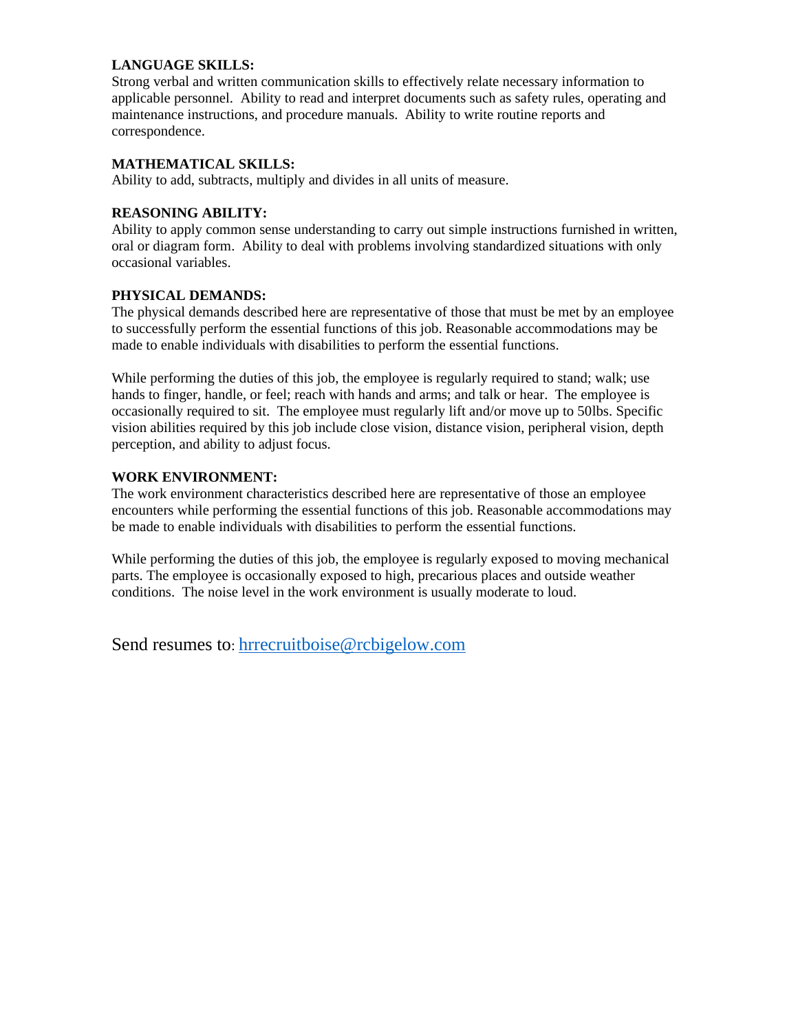**LANGUAGE SKILLS:**
Strong verbal and written communication skills to effectively relate necessary information to applicable personnel. Ability to read and interpret documents such as safety rules, operating and maintenance instructions, and procedure manuals. Ability to write routine reports and correspondence.

**MATHEMATICAL SKILLS:**
Ability to add, subtracts, multiply and divides in all units of measure.

**REASONING ABILITY:**
Ability to apply common sense understanding to carry out simple instructions furnished in written, oral or diagram form. Ability to deal with problems involving standardized situations with only occasional variables.

**PHYSICAL DEMANDS:**
The physical demands described here are representative of those that must be met by an employee to successfully perform the essential functions of this job. Reasonable accommodations may be made to enable individuals with disabilities to perform the essential functions.

While performing the duties of this job, the employee is regularly required to stand; walk; use hands to finger, handle, or feel; reach with hands and arms; and talk or hear. The employee is occasionally required to sit. The employee must regularly lift and/or move up to 50lbs. Specific vision abilities required by this job include close vision, distance vision, peripheral vision, depth perception, and ability to adjust focus.

**WORK ENVIRONMENT:**
The work environment characteristics described here are representative of those an employee encounters while performing the essential functions of this job. Reasonable accommodations may be made to enable individuals with disabilities to perform the essential functions.

While performing the duties of this job, the employee is regularly exposed to moving mechanical parts. The employee is occasionally exposed to high, precarious places and outside weather conditions. The noise level in the work environment is usually moderate to loud.

Send resumes to: hrrecruitboise@rcbigelow.com